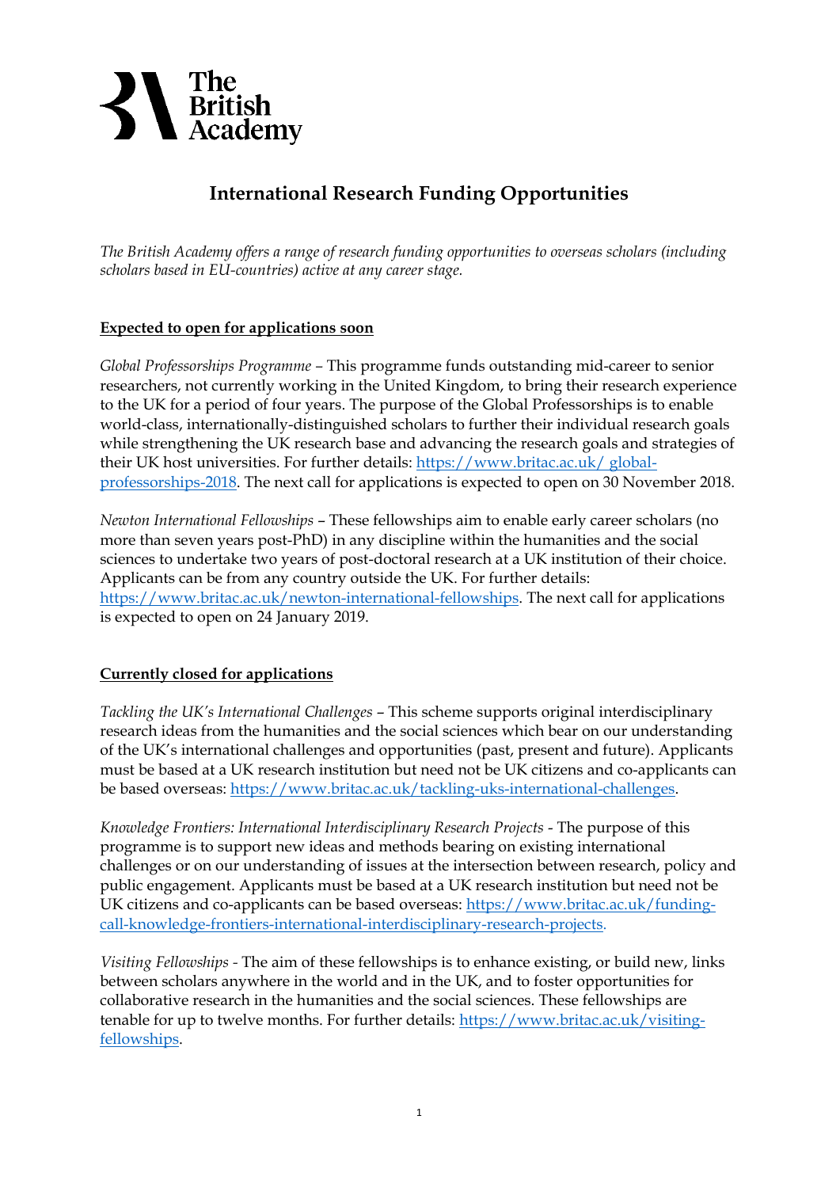The British Academy

# International Research Funding Opportunities

*The British Academy offers a range of research funding opportunities to overseas scholars (including scholars based in EU-countries) active at any career stage.*

## Expected to open for applications soon

*Global Professorships Programme* – This programme funds outstanding mid-career to senior researchers, not currently working in the United Kingdom, to bring their research experience to the UK for a period of four years. The purpose of the Global Professorships is to enable world-class, internationally-distinguished scholars to further their individual research goals while strengthening the UK research base and advancing the research goals and strategies of their UK host universities. For further details: [https://www.britac.ac.uk/ global-professorships-2018](https://www.britac.ac.uk/global-professorships-2018). The next call for applications is expected to open on 30 November 2018.

*Newton International Fellowships* – These fellowships aim to enable early career scholars (no more than seven years post-PhD) in any discipline within the humanities and the social sciences to undertake two years of post-doctoral research at a UK institution of their choice. Applicants can be from any country outside the UK. For further details: [https://www.britac.ac.uk/newton-international-fellowships](https://www.britac.ac.uk/newton-international-fellowships). The next call for applications is expected to open on 24 January 2019.

## Currently closed for applications

*Tackling the UK's International Challenges* – This scheme supports original interdisciplinary research ideas from the humanities and the social sciences which bear on our understanding of the UK's international challenges and opportunities (past, present and future). Applicants must be based at a UK research institution but need not be UK citizens and co-applicants can be based overseas: [https://www.britac.ac.uk/tackling-uks-international-challenges](https://www.britac.ac.uk/tackling-uks-international-challenges).

*Knowledge Frontiers: International Interdisciplinary Research Projects* - The purpose of this programme is to support new ideas and methods bearing on existing international challenges or on our understanding of issues at the intersection between research, policy and public engagement. Applicants must be based at a UK research institution but need not be UK citizens and co-applicants can be based overseas: [https://www.britac.ac.uk/funding-call-knowledge-frontiers-international-interdisciplinary-research-projects](https://www.britac.ac.uk/funding-call-knowledge-frontiers-international-interdisciplinary-research-projects).

*Visiting Fellowships* - The aim of these fellowships is to enhance existing, or build new, links between scholars anywhere in the world and in the UK, and to foster opportunities for collaborative research in the humanities and the social sciences. These fellowships are tenable for up to twelve months. For further details: [https://www.britac.ac.uk/visiting-fellowships](https://www.britac.ac.uk/visiting-fellowships).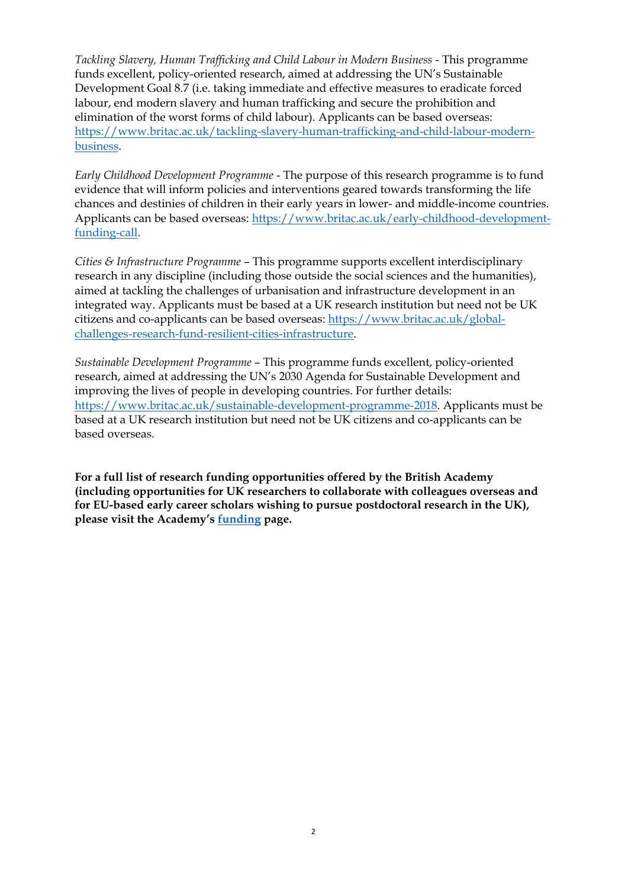*Tackling Slavery, Human Trafficking and Child Labour in Modern Business* - This programme funds excellent, policy-oriented research, aimed at addressing the UN's Sustainable Development Goal 8.7 (i.e. taking immediate and effective measures to eradicate forced labour, end modern slavery and human trafficking and secure the prohibition and elimination of the worst forms of child labour). Applicants can be based overseas: [https://www.britac.ac.uk/tackling-slavery-human-trafficking-and-child-labour-modern-business](https://www.britac.ac.uk/tackling-slavery-human-trafficking-and-child-labour-modern-business).

*Early Childhood Development Programme* - The purpose of this research programme is to fund evidence that will inform policies and interventions geared towards transforming the life chances and destinies of children in their early years in lower- and middle-income countries. Applicants can be based overseas: [https://www.britac.ac.uk/early-childhood-development-funding-call](https://www.britac.ac.uk/early-childhood-development-funding-call).

*Cities & Infrastructure Programme* – This programme supports excellent interdisciplinary research in any discipline (including those outside the social sciences and the humanities), aimed at tackling the challenges of urbanisation and infrastructure development in an integrated way. Applicants must be based at a UK research institution but need not be UK citizens and co-applicants can be based overseas: [https://www.britac.ac.uk/global-challenges-research-fund-resilient-cities-infrastructure](https://www.britac.ac.uk/global-challenges-research-fund-resilient-cities-infrastructure).

*Sustainable Development Programme* – This programme funds excellent, policy-oriented research, aimed at addressing the UN's 2030 Agenda for Sustainable Development and improving the lives of people in developing countries. For further details: [https://www.britac.ac.uk/sustainable-development-programme-2018](https://www.britac.ac.uk/sustainable-development-programme-2018). Applicants must be based at a UK research institution but need not be UK citizens and co-applicants can be based overseas.

**For a full list of research funding opportunities offered by the British Academy (including opportunities for UK researchers to collaborate with colleagues overseas and for EU-based early career scholars wishing to pursue postdoctoral research in the UK), please visit the Academy's [funding]() page.**